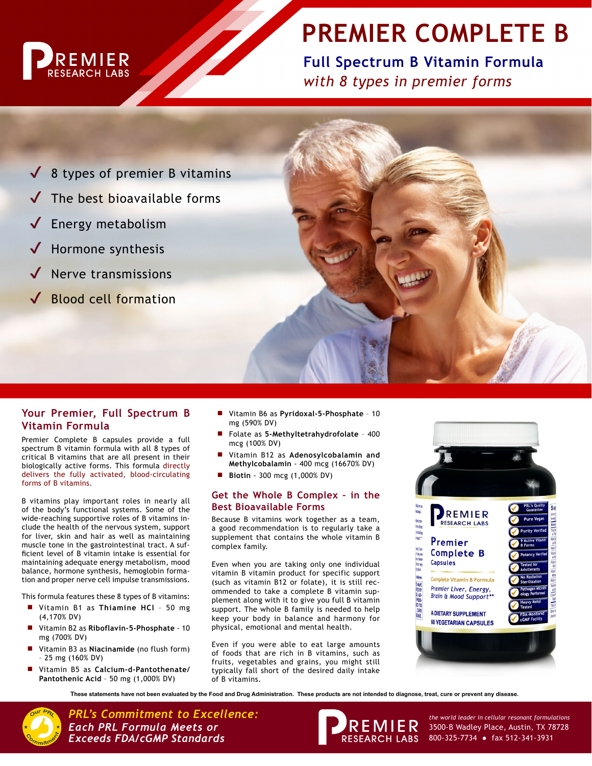# PREMIER COMPLETE B

**Full Spectrum B Vitamin Formula**
*with 8 types in premier forms*

- ✓ 8 types of premier B vitamins
- ✓ The best bioavailable forms
- ✓ Energy metabolism
- ✓ Hormone synthesis
- ✓ Nerve transmissions
- ✓ Blood cell formation

## Your Premier, Full Spectrum B Vitamin Formula

Premier Complete B capsules provide a full spectrum B vitamin formula with all 8 types of critical B vitamins that are all present in their biologically active forms. This formula directly delivers the fully activated, blood-circulating forms of B vitamins.

B vitamins play important roles in nearly all of the body's functional systems. Some of the wide-reaching supportive roles of B vitamins include the health of the nervous system, support for liver, skin and hair as well as maintaining muscle tone in the gastrointestinal tract. A sufficient level of B vitamin intake is essential for maintaining adequate energy metabolism, mood balance, hormone synthesis, hemoglobin formation and proper nerve cell impulse transmissions.

This formula features these 8 types of B vitamins:

- Vitamin B1 as **Thiamine HCl** – 50 mg (4,170% DV)
- Vitamin B2 as **Riboflavin-5-Phosphate** - 10 mg (700% DV)
- Vitamin B3 as **Niacinamide** (no flush form) – 25 mg (160% DV)
- Vitamin B5 as **Calcium-d-Pantothenate/ Pantothenic Acid** – 50 mg (1,000% DV)
- Vitamin B6 as **Pyridoxal-5-Phosphate** – 10 mg (590% DV)
- Folate as **5-Methyltetrahydrofolate** – 400 mcg (100% DV)
- Vitamin B12 as **Adenosylcobalamin and Methylcobalamin** - 400 mcg (16670% DV)
- **Biotin** - 300 mcg (1,000% DV)

## Get the Whole B Complex – in the Best Bioavailable Forms

Because B vitamins work together as a team, a good recommendation is to regularly take a supplement that contains the whole vitamin B complex family.

Even when you are taking only one individual vitamin B vitamin product for specific support (such as vitamin B12 or folate), it is still recommended to take a complete B vitamin supplement along with it to give you full B vitamin support. The whole B family is needed to help keep your body in balance and working for physical, emotional and mental health.

Even if you were able to eat large amounts of foods that are rich in B vitamins, such as fruits, vegetables and grains, you might still typically fall short of the desired daily intake of B vitamins.

**These statements have not been evaluated by the Food and Drug Administration. These products are not intended to diagnose, treat, cure or prevent any disease.**

***PRL's Commitment to Excellence:***
***Each PRL Formula Meets or Exceeds FDA/cGMP Standards***

PREMIER RESEARCH LABS
*the world leader in cellular resonant formulations*
3500-B Wadley Place, Austin, TX 78728
800-325-7734 • fax 512-341-3931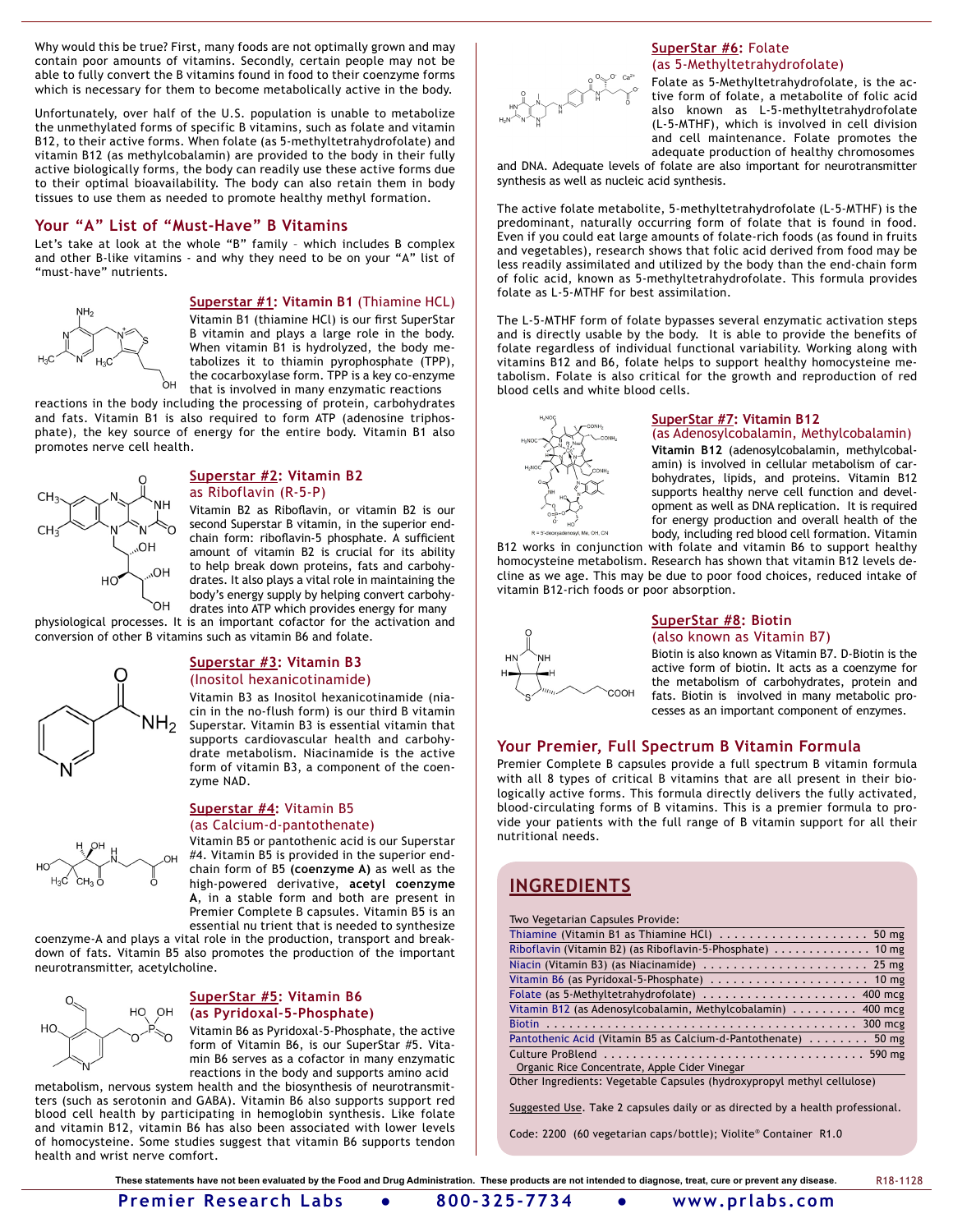Why would this be true? First, many foods are not optimally grown and may contain poor amounts of vitamins. Secondly, certain people may not be able to fully convert the B vitamins found in food to their coenzyme forms which is necessary for them to become metabolically active in the body.

Unfortunately, over half of the U.S. population is unable to metabolize the unmethylated forms of specific B vitamins, such as folate and vitamin B12, to their active forms. When folate (as 5-methyltetrahydrofolate) and vitamin B12 (as methylcobalamin) are provided to the body in their fully active biologically forms, the body can readily use these active forms due to their optimal bioavailability. The body can also retain them in body tissues to use them as needed to promote healthy methyl formation.

## Your "A" List of "Must-Have" B Vitamins

Let's take at look at the whole "B" family – which includes B complex and other B-like vitamins - and why they need to be on your "A" list of "must-have" nutrients.

### Superstar #1: Vitamin B1 (Thiamine HCL)

Vitamin B1 (thiamine HCl) is our first SuperStar B vitamin and plays a large role in the body. When vitamin B1 is hydrolyzed, the body metabolizes it to thiamin pyrophosphate (TPP), the cocarboxylase form. TPP is a key co-enzyme that is involved in many enzymatic reactions reactions in the body including the processing of protein, carbohydrates and fats. Vitamin B1 is also required to form ATP (adenosine triphosphate), the key source of energy for the entire body. Vitamin B1 also promotes nerve cell health.

### Superstar #2: Vitamin B2 as Riboflavin (R-5-P)

Vitamin B2 as Riboflavin, or vitamin B2 is our second Superstar B vitamin, in the superior end-chain form: riboflavin-5 phosphate. A sufficient amount of vitamin B2 is crucial for its ability to help break down proteins, fats and carbohydrates. It also plays a vital role in maintaining the body's energy supply by helping convert carbohydrates into ATP which provides energy for many physiological processes. It is an important cofactor for the activation and conversion of other B vitamins such as vitamin B6 and folate.

### Superstar #3: Vitamin B3 (Inositol hexanicotinamide)

Vitamin B3 as Inositol hexanicotinamide (niacin in the no-flush form) is our third B vitamin Superstar. Vitamin B3 is essential vitamin that supports cardiovascular health and carbohydrate metabolism. Niacinamide is the active form of vitamin B3, a component of the coenzyme NAD.

### Superstar #4: Vitamin B5 (as Calcium-d-pantothenate)

Vitamin B5 or pantothenic acid is our Superstar #4. Vitamin B5 is provided in the superior end-chain form of B5 **(coenzyme A)** as well as the high-powered derivative, **acetyl coenzyme A**, in a stable form and both are present in Premier Complete B capsules. Vitamin B5 is an essential nu trient that is needed to synthesize coenzyme-A and plays a vital role in the production, transport and breakdown of fats. Vitamin B5 also promotes the production of the important neurotransmitter, acetylcholine.

### SuperStar #5: Vitamin B6 (as Pyridoxal-5-Phosphate)

Vitamin B6 as Pyridoxal-5-Phosphate, the active form of Vitamin B6, is our SuperStar #5. Vitamin B6 serves as a cofactor in many enzymatic reactions in the body and supports amino acid metabolism, nervous system health and the biosynthesis of neurotransmitters (such as serotonin and GABA). Vitamin B6 also supports support red blood cell health by participating in hemoglobin synthesis. Like folate and vitamin B12, vitamin B6 has also been associated with lower levels of homocysteine. Some studies suggest that vitamin B6 supports tendon health and wrist nerve comfort.

### SuperStar #6: Folate (as 5-Methyltetrahydrofolate)

Folate as 5-Methyltetrahydrofolate, is the active form of folate, a metabolite of folic acid also known as L-5-methyltetrahydrofolate (L-5-MTHF), which is involved in cell division and cell maintenance. Folate promotes the adequate production of healthy chromosomes and DNA. Adequate levels of folate are also important for neurotransmitter synthesis as well as nucleic acid synthesis.

The active folate metabolite, 5-methyltetrahydrofolate (L-5-MTHF) is the predominant, naturally occurring form of folate that is found in food. Even if you could eat large amounts of folate-rich foods (as found in fruits and vegetables), research shows that folic acid derived from food may be less readily assimilated and utilized by the body than the end-chain form of folic acid, known as 5-methyltetrahydrofolate. This formula provides folate as L-5-MTHF for best assimilation.

The L-5-MTHF form of folate bypasses several enzymatic activation steps and is directly usable by the body. It is able to provide the benefits of folate regardless of individual functional variability. Working along with vitamins B12 and B6, folate helps to support healthy homocysteine metabolism. Folate is also critical for the growth and reproduction of red blood cells and white blood cells.

### SuperStar #7: Vitamin B12 (as Adenosylcobalamin, Methylcobalamin)

**Vitamin B12** (adenosylcobalamin, methylcobalamin) is involved in cellular metabolism of carbohydrates, lipids, and proteins. Vitamin B12 supports healthy nerve cell function and development as well as DNA replication. It is required for energy production and overall health of the body, including red blood cell formation. Vitamin B12 works in conjunction with folate and vitamin B6 to support healthy homocysteine metabolism. Research has shown that vitamin B12 levels decline as we age. This may be due to poor food choices, reduced intake of vitamin B12-rich foods or poor absorption.

### SuperStar #8: Biotin (also known as Vitamin B7)

Biotin is also known as Vitamin B7. D-Biotin is the active form of biotin. It acts as a coenzyme for the metabolism of carbohydrates, protein and fats. Biotin is involved in many metabolic processes as an important component of enzymes.

## Your Premier, Full Spectrum B Vitamin Formula

Premier Complete B capsules provide a full spectrum B vitamin formula with all 8 types of critical B vitamins that are all present in their biologically active forms. This formula directly delivers the fully activated, blood-circulating forms of B vitamins. This is a premier formula to provide your patients with the full range of B vitamin support for all their nutritional needs.

## INGREDIENTS

Two Vegetarian Capsules Provide:

| | |
|---|---|
| Thiamine (Vitamin B1 as Thiamine HCl) | 50 mg |
| Riboflavin (Vitamin B2) (as Riboflavin-5-Phosphate) | 10 mg |
| Niacin (Vitamin B3) (as Niacinamide) | 25 mg |
| Vitamin B6 (as Pyridoxal-5-Phosphate) | 10 mg |
| Folate (as 5-Methyltetrahydrofolate) | 400 mcg |
| Vitamin B12 (as Adenosylcobalamin, Methylcobalamin) | 400 mcg |
| Biotin | 300 mcg |
| Pantothenic Acid (Vitamin B5 as Calcium-d-Pantothenate) | 50 mg |
| Culture ProBlend<br>Organic Rice Concentrate, Apple Cider Vinegar | 590 mg |

Other Ingredients: Vegetable Capsules (hydroxypropyl methyl cellulose)

Suggested Use. Take 2 capsules daily or as directed by a health professional.

Code: 2200 (60 vegetarian caps/bottle); Violite® Container R1.0

**These statements have not been evaluated by the Food and Drug Administration. These products are not intended to diagnose, treat, cure or prevent any disease.** R18-1128

**Premier Research Labs • 800-325-7734 • www.prlabs.com**